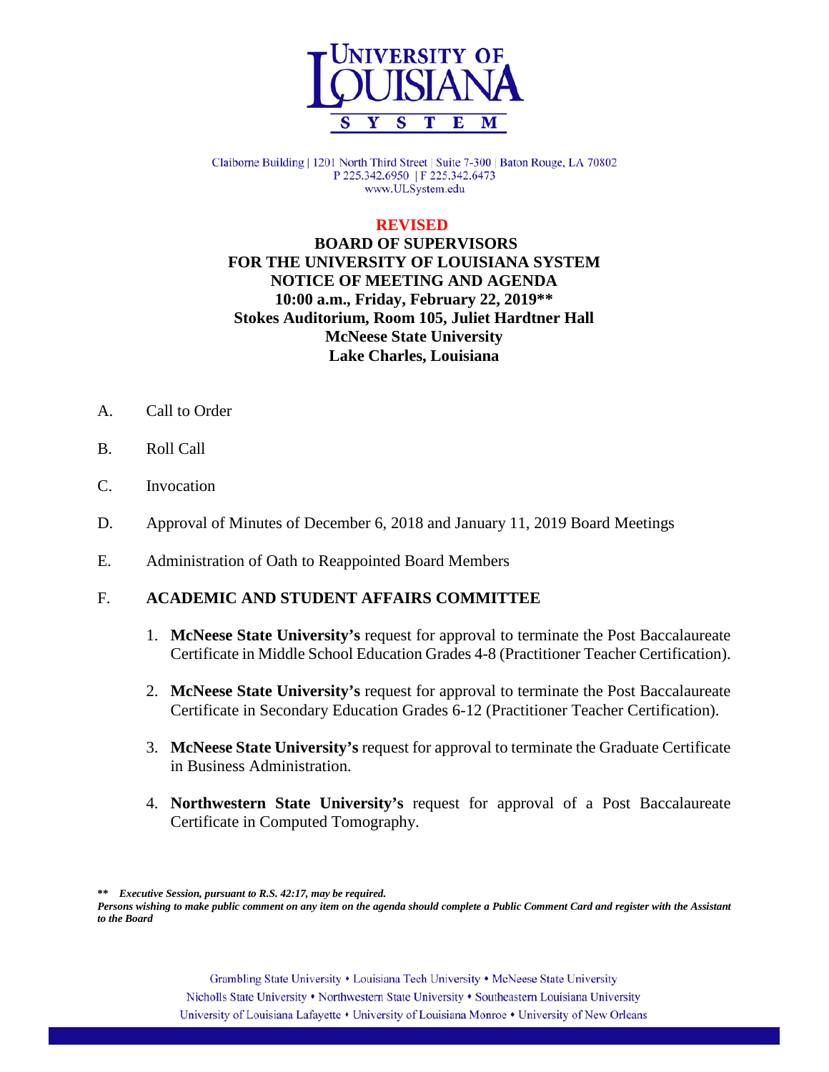Claiborne Building | 1201 North Third Street | Suite 7-300 | Baton Rouge, LA 70802
P 225.342.6950 | F 225.342.6473
www.ULSystem.edu

**REVISED**

**BOARD OF SUPERVISORS**
**FOR THE UNIVERSITY OF LOUISIANA SYSTEM**
**NOTICE OF MEETING AND AGENDA**
**10:00 a.m., Friday, February 22, 2019\*\***
**Stokes Auditorium, Room 105, Juliet Hardtner Hall**
**McNeese State University**
**Lake Charles, Louisiana**

A. Call to Order

B. Roll Call

C. Invocation

D. Approval of Minutes of December 6, 2018 and January 11, 2019 Board Meetings

E. Administration of Oath to Reappointed Board Members

F. **ACADEMIC AND STUDENT AFFAIRS COMMITTEE**

1. **McNeese State University's** request for approval to terminate the Post Baccalaureate Certificate in Middle School Education Grades 4-8 (Practitioner Teacher Certification).

2. **McNeese State University's** request for approval to terminate the Post Baccalaureate Certificate in Secondary Education Grades 6-12 (Practitioner Teacher Certification).

3. **McNeese State University's** request for approval to terminate the Graduate Certificate in Business Administration.

4. **Northwestern State University's** request for approval of a Post Baccalaureate Certificate in Computed Tomography.

**\*\*** ***Executive Session, pursuant to R.S. 42:17, may be required.***
***Persons wishing to make public comment on any item on the agenda should complete a Public Comment Card and register with the Assistant to the Board***

Grambling State University • Louisiana Tech University • McNeese State University
Nicholls State University • Northwestern State University • Southeastern Louisiana University
University of Louisiana Lafayette • University of Louisiana Monroe • University of New Orleans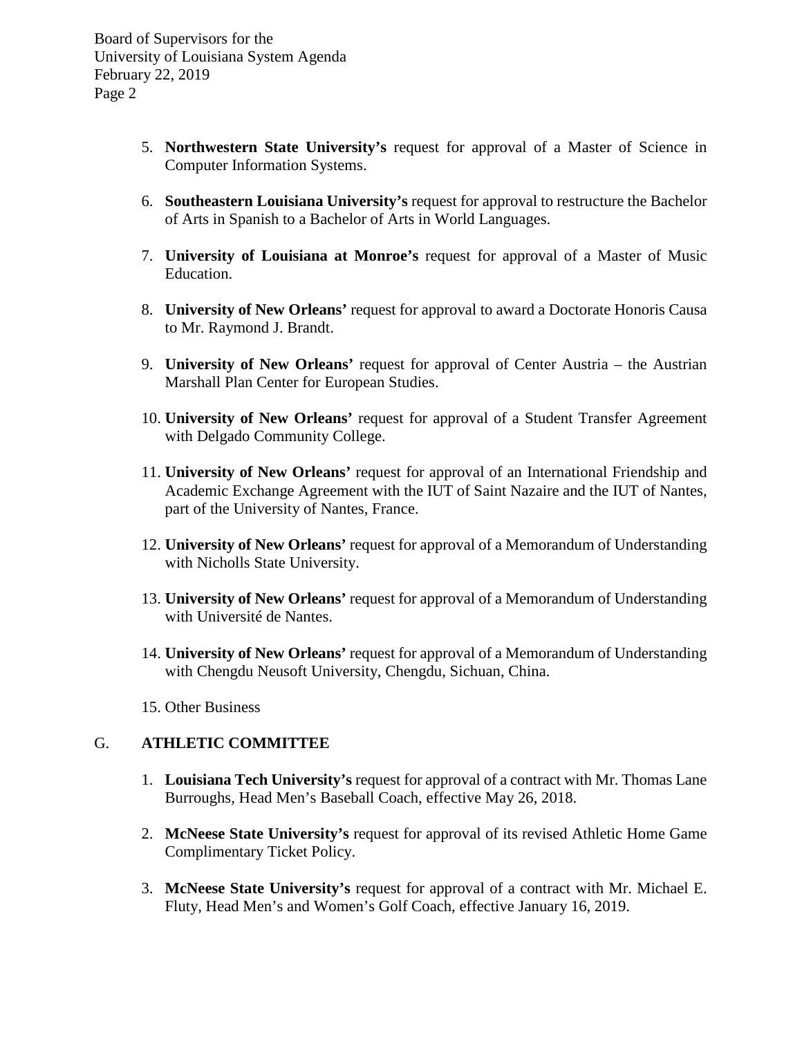5. **Northwestern State University's** request for approval of a Master of Science in Computer Information Systems.

6. **Southeastern Louisiana University's** request for approval to restructure the Bachelor of Arts in Spanish to a Bachelor of Arts in World Languages.

7. **University of Louisiana at Monroe's** request for approval of a Master of Music Education.

8. **University of New Orleans'** request for approval to award a Doctorate Honoris Causa to Mr. Raymond J. Brandt.

9. **University of New Orleans'** request for approval of Center Austria – the Austrian Marshall Plan Center for European Studies.

10. **University of New Orleans'** request for approval of a Student Transfer Agreement with Delgado Community College.

11. **University of New Orleans'** request for approval of an International Friendship and Academic Exchange Agreement with the IUT of Saint Nazaire and the IUT of Nantes, part of the University of Nantes, France.

12. **University of New Orleans'** request for approval of a Memorandum of Understanding with Nicholls State University.

13. **University of New Orleans'** request for approval of a Memorandum of Understanding with Université de Nantes.

14. **University of New Orleans'** request for approval of a Memorandum of Understanding with Chengdu Neusoft University, Chengdu, Sichuan, China.

15. Other Business

## G. ATHLETIC COMMITTEE

1. **Louisiana Tech University's** request for approval of a contract with Mr. Thomas Lane Burroughs, Head Men's Baseball Coach, effective May 26, 2018.

2. **McNeese State University's** request for approval of its revised Athletic Home Game Complimentary Ticket Policy.

3. **McNeese State University's** request for approval of a contract with Mr. Michael E. Fluty, Head Men's and Women's Golf Coach, effective January 16, 2019.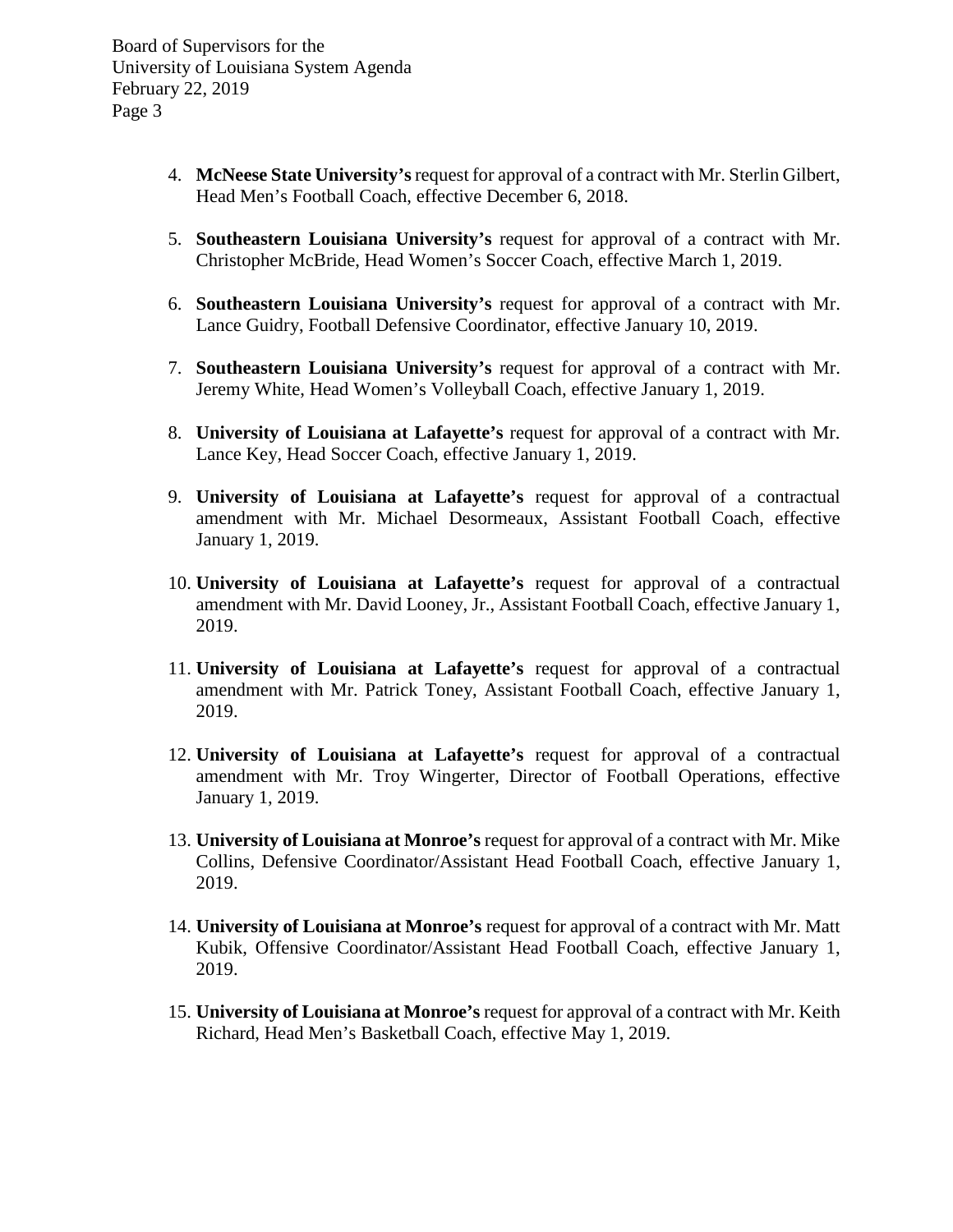4. **McNeese State University's** request for approval of a contract with Mr. Sterlin Gilbert, Head Men's Football Coach, effective December 6, 2018.

5. **Southeastern Louisiana University's** request for approval of a contract with Mr. Christopher McBride, Head Women's Soccer Coach, effective March 1, 2019.

6. **Southeastern Louisiana University's** request for approval of a contract with Mr. Lance Guidry, Football Defensive Coordinator, effective January 10, 2019.

7. **Southeastern Louisiana University's** request for approval of a contract with Mr. Jeremy White, Head Women's Volleyball Coach, effective January 1, 2019.

8. **University of Louisiana at Lafayette's** request for approval of a contract with Mr. Lance Key, Head Soccer Coach, effective January 1, 2019.

9. **University of Louisiana at Lafayette's** request for approval of a contractual amendment with Mr. Michael Desormeaux, Assistant Football Coach, effective January 1, 2019.

10. **University of Louisiana at Lafayette's** request for approval of a contractual amendment with Mr. David Looney, Jr., Assistant Football Coach, effective January 1, 2019.

11. **University of Louisiana at Lafayette's** request for approval of a contractual amendment with Mr. Patrick Toney, Assistant Football Coach, effective January 1, 2019.

12. **University of Louisiana at Lafayette's** request for approval of a contractual amendment with Mr. Troy Wingerter, Director of Football Operations, effective January 1, 2019.

13. **University of Louisiana at Monroe's** request for approval of a contract with Mr. Mike Collins, Defensive Coordinator/Assistant Head Football Coach, effective January 1, 2019.

14. **University of Louisiana at Monroe's** request for approval of a contract with Mr. Matt Kubik, Offensive Coordinator/Assistant Head Football Coach, effective January 1, 2019.

15. **University of Louisiana at Monroe's** request for approval of a contract with Mr. Keith Richard, Head Men's Basketball Coach, effective May 1, 2019.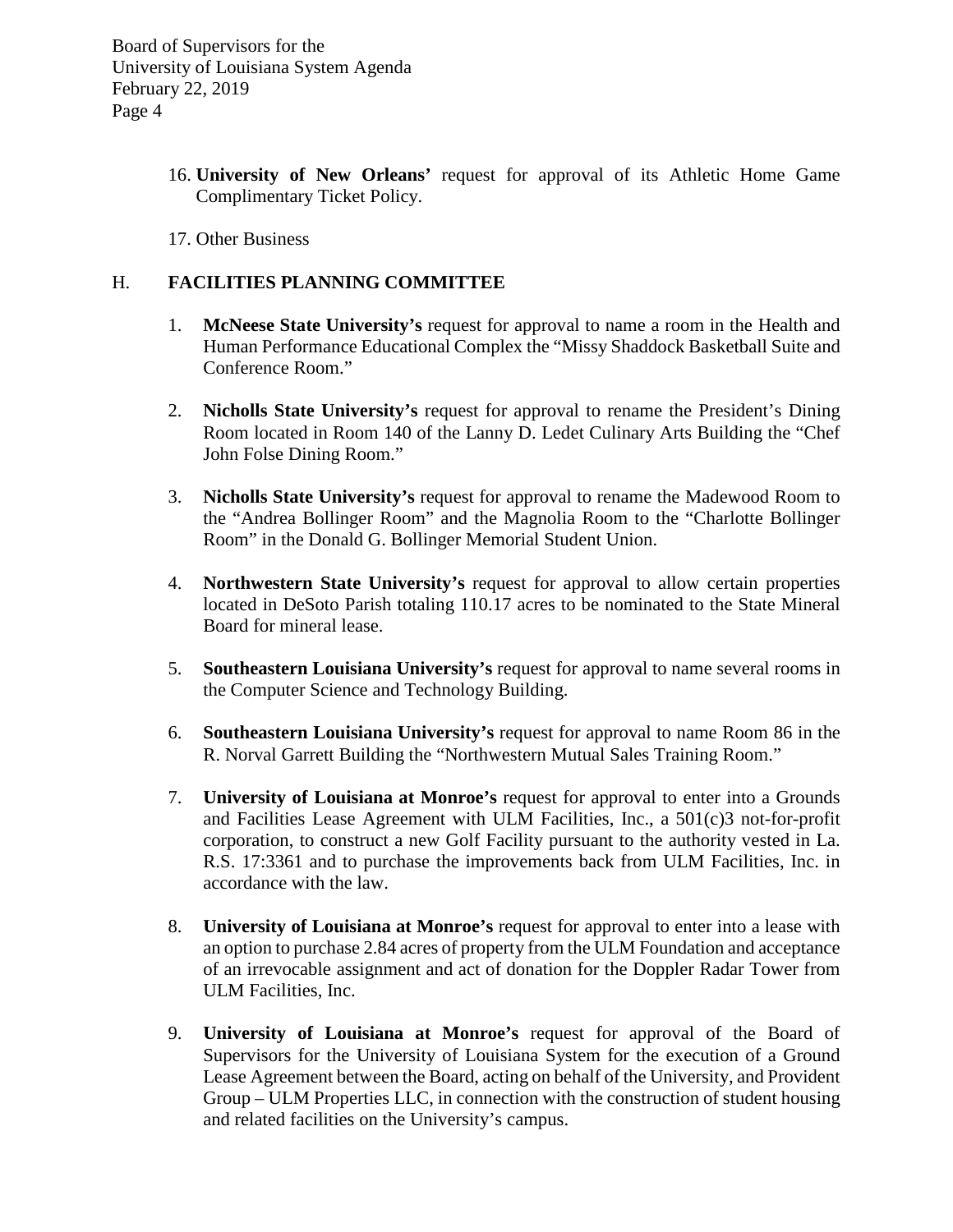16. **University of New Orleans'** request for approval of its Athletic Home Game Complimentary Ticket Policy.

17. Other Business

## H. FACILITIES PLANNING COMMITTEE

1. **McNeese State University's** request for approval to name a room in the Health and Human Performance Educational Complex the "Missy Shaddock Basketball Suite and Conference Room."

2. **Nicholls State University's** request for approval to rename the President's Dining Room located in Room 140 of the Lanny D. Ledet Culinary Arts Building the "Chef John Folse Dining Room."

3. **Nicholls State University's** request for approval to rename the Madewood Room to the "Andrea Bollinger Room" and the Magnolia Room to the "Charlotte Bollinger Room" in the Donald G. Bollinger Memorial Student Union.

4. **Northwestern State University's** request for approval to allow certain properties located in DeSoto Parish totaling 110.17 acres to be nominated to the State Mineral Board for mineral lease.

5. **Southeastern Louisiana University's** request for approval to name several rooms in the Computer Science and Technology Building.

6. **Southeastern Louisiana University's** request for approval to name Room 86 in the R. Norval Garrett Building the "Northwestern Mutual Sales Training Room."

7. **University of Louisiana at Monroe's** request for approval to enter into a Grounds and Facilities Lease Agreement with ULM Facilities, Inc., a 501(c)3 not-for-profit corporation, to construct a new Golf Facility pursuant to the authority vested in La. R.S. 17:3361 and to purchase the improvements back from ULM Facilities, Inc. in accordance with the law.

8. **University of Louisiana at Monroe's** request for approval to enter into a lease with an option to purchase 2.84 acres of property from the ULM Foundation and acceptance of an irrevocable assignment and act of donation for the Doppler Radar Tower from ULM Facilities, Inc.

9. **University of Louisiana at Monroe's** request for approval of the Board of Supervisors for the University of Louisiana System for the execution of a Ground Lease Agreement between the Board, acting on behalf of the University, and Provident Group – ULM Properties LLC, in connection with the construction of student housing and related facilities on the University's campus.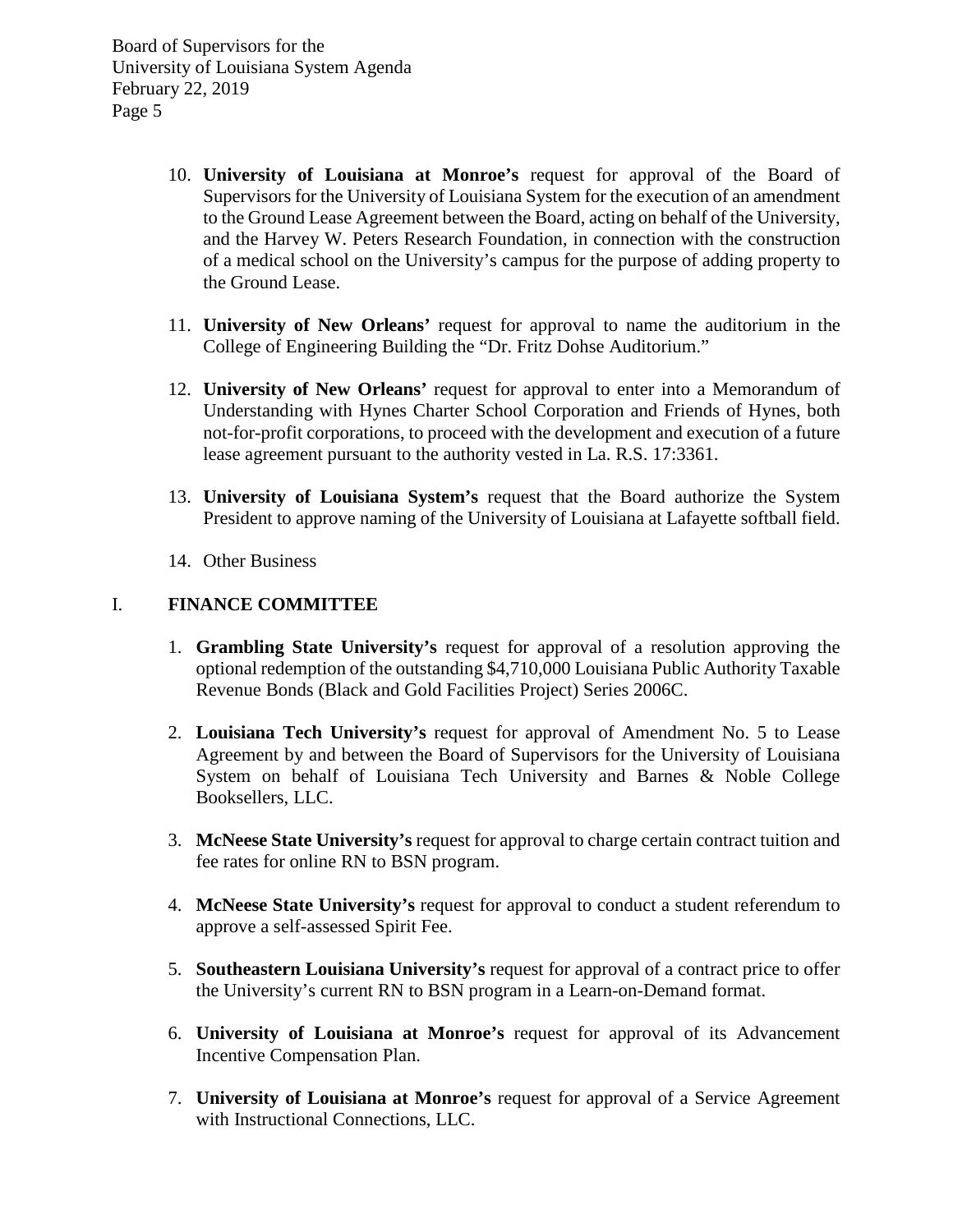10. **University of Louisiana at Monroe's** request for approval of the Board of Supervisors for the University of Louisiana System for the execution of an amendment to the Ground Lease Agreement between the Board, acting on behalf of the University, and the Harvey W. Peters Research Foundation, in connection with the construction of a medical school on the University's campus for the purpose of adding property to the Ground Lease.

11. **University of New Orleans'** request for approval to name the auditorium in the College of Engineering Building the "Dr. Fritz Dohse Auditorium."

12. **University of New Orleans'** request for approval to enter into a Memorandum of Understanding with Hynes Charter School Corporation and Friends of Hynes, both not-for-profit corporations, to proceed with the development and execution of a future lease agreement pursuant to the authority vested in La. R.S. 17:3361.

13. **University of Louisiana System's** request that the Board authorize the System President to approve naming of the University of Louisiana at Lafayette softball field.

14. Other Business

## I. FINANCE COMMITTEE

1. **Grambling State University's** request for approval of a resolution approving the optional redemption of the outstanding $4,710,000 Louisiana Public Authority Taxable Revenue Bonds (Black and Gold Facilities Project) Series 2006C.

2. **Louisiana Tech University's** request for approval of Amendment No. 5 to Lease Agreement by and between the Board of Supervisors for the University of Louisiana System on behalf of Louisiana Tech University and Barnes & Noble College Booksellers, LLC.

3. **McNeese State University's** request for approval to charge certain contract tuition and fee rates for online RN to BSN program.

4. **McNeese State University's** request for approval to conduct a student referendum to approve a self-assessed Spirit Fee.

5. **Southeastern Louisiana University's** request for approval of a contract price to offer the University's current RN to BSN program in a Learn-on-Demand format.

6. **University of Louisiana at Monroe's** request for approval of its Advancement Incentive Compensation Plan.

7. **University of Louisiana at Monroe's** request for approval of a Service Agreement with Instructional Connections, LLC.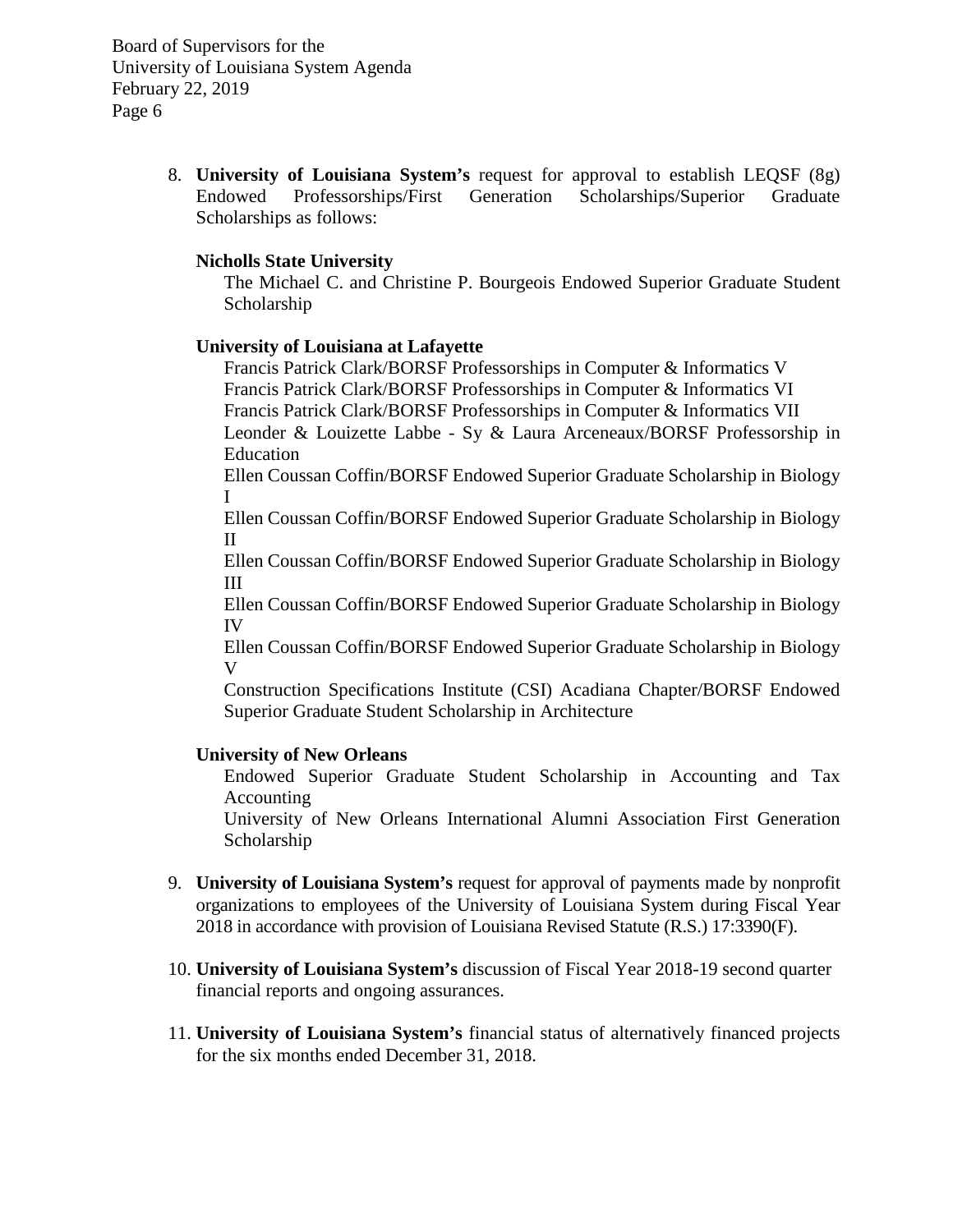8. **University of Louisiana System's** request for approval to establish LEQSF (8g) Endowed Professorships/First Generation Scholarships/Superior Graduate Scholarships as follows:

   **Nicholls State University**

   The Michael C. and Christine P. Bourgeois Endowed Superior Graduate Student Scholarship

   **University of Louisiana at Lafayette**

   Francis Patrick Clark/BORSF Professorships in Computer & Informatics V
   Francis Patrick Clark/BORSF Professorships in Computer & Informatics VI
   Francis Patrick Clark/BORSF Professorships in Computer & Informatics VII
   Leonder & Louizette Labbe - Sy & Laura Arceneaux/BORSF Professorship in Education
   Ellen Coussan Coffin/BORSF Endowed Superior Graduate Scholarship in Biology I
   Ellen Coussan Coffin/BORSF Endowed Superior Graduate Scholarship in Biology II
   Ellen Coussan Coffin/BORSF Endowed Superior Graduate Scholarship in Biology III
   Ellen Coussan Coffin/BORSF Endowed Superior Graduate Scholarship in Biology IV
   Ellen Coussan Coffin/BORSF Endowed Superior Graduate Scholarship in Biology V
   Construction Specifications Institute (CSI) Acadiana Chapter/BORSF Endowed Superior Graduate Student Scholarship in Architecture

   **University of New Orleans**

   Endowed Superior Graduate Student Scholarship in Accounting and Tax Accounting
   University of New Orleans International Alumni Association First Generation Scholarship

9. **University of Louisiana System's** request for approval of payments made by nonprofit organizations to employees of the University of Louisiana System during Fiscal Year 2018 in accordance with provision of Louisiana Revised Statute (R.S.) 17:3390(F).

10. **University of Louisiana System's** discussion of Fiscal Year 2018-19 second quarter financial reports and ongoing assurances.

11. **University of Louisiana System's** financial status of alternatively financed projects for the six months ended December 31, 2018.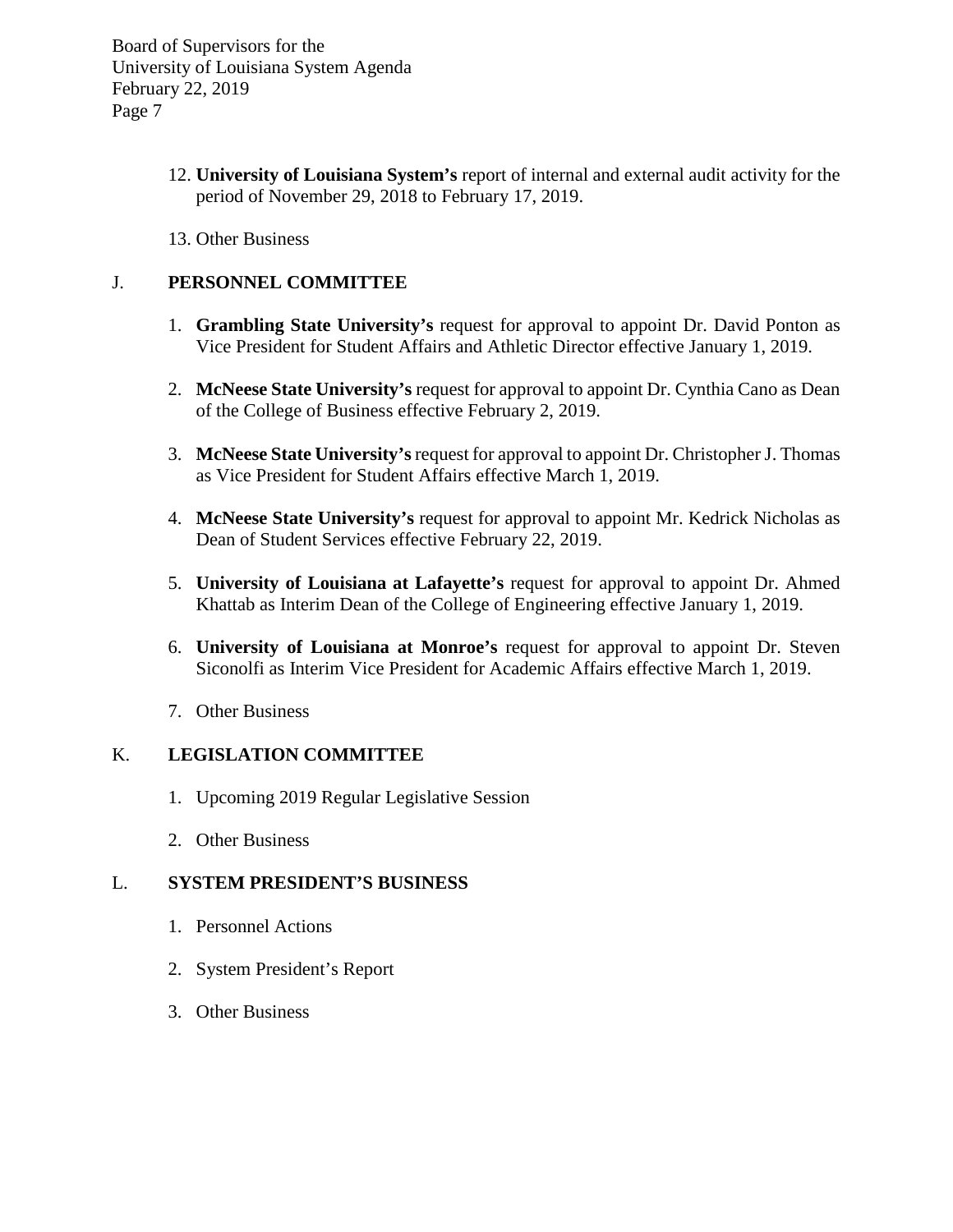12. **University of Louisiana System's** report of internal and external audit activity for the period of November 29, 2018 to February 17, 2019.

13. Other Business

## J. PERSONNEL COMMITTEE

1. **Grambling State University's** request for approval to appoint Dr. David Ponton as Vice President for Student Affairs and Athletic Director effective January 1, 2019.

2. **McNeese State University's** request for approval to appoint Dr. Cynthia Cano as Dean of the College of Business effective February 2, 2019.

3. **McNeese State University's** request for approval to appoint Dr. Christopher J. Thomas as Vice President for Student Affairs effective March 1, 2019.

4. **McNeese State University's** request for approval to appoint Mr. Kedrick Nicholas as Dean of Student Services effective February 22, 2019.

5. **University of Louisiana at Lafayette's** request for approval to appoint Dr. Ahmed Khattab as Interim Dean of the College of Engineering effective January 1, 2019.

6. **University of Louisiana at Monroe's** request for approval to appoint Dr. Steven Siconolfi as Interim Vice President for Academic Affairs effective March 1, 2019.

7. Other Business

## K. LEGISLATION COMMITTEE

1. Upcoming 2019 Regular Legislative Session

2. Other Business

## L. SYSTEM PRESIDENT'S BUSINESS

1. Personnel Actions

2. System President's Report

3. Other Business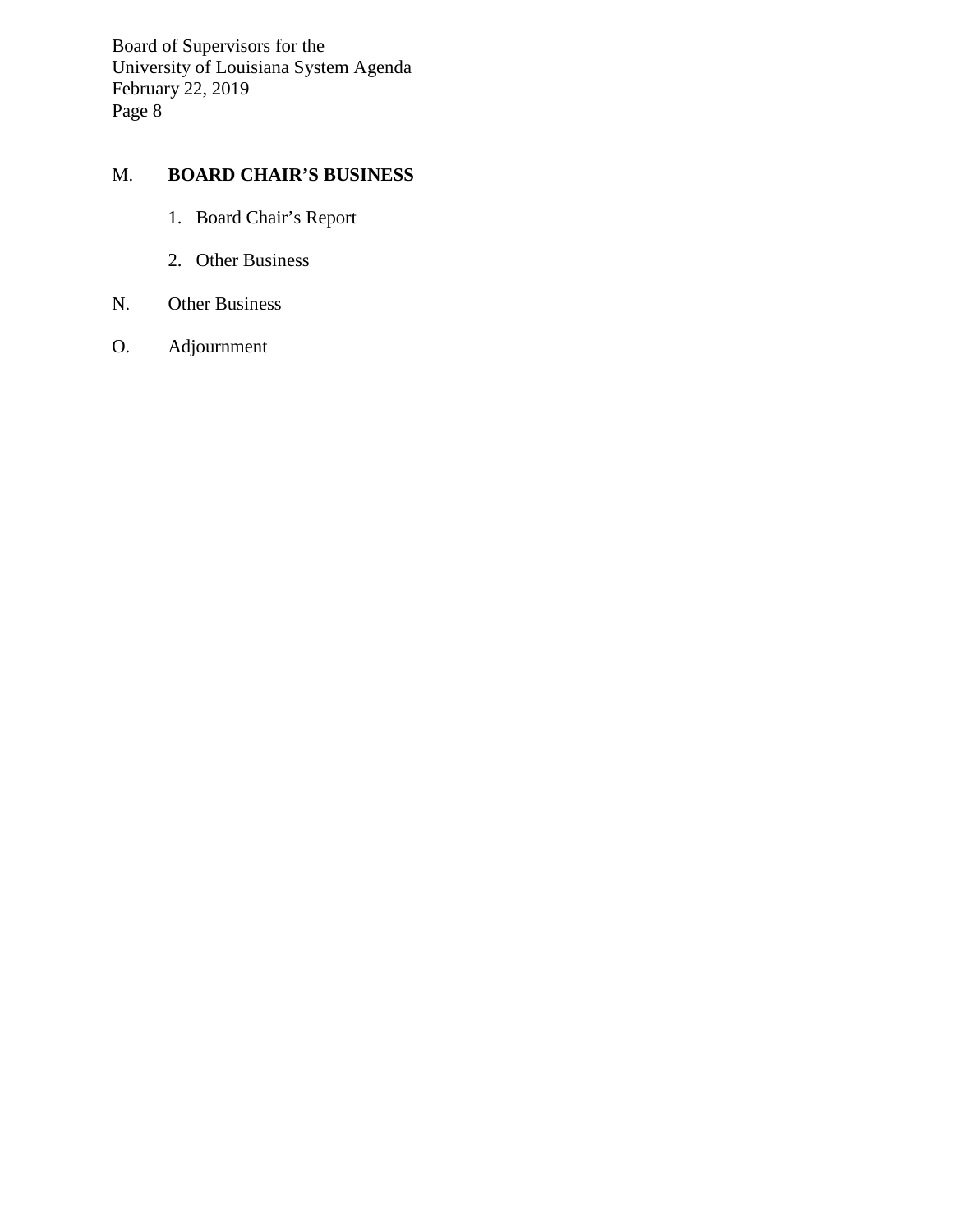M. **BOARD CHAIR'S BUSINESS**

1. Board Chair's Report

2. Other Business

N. Other Business

O. Adjournment